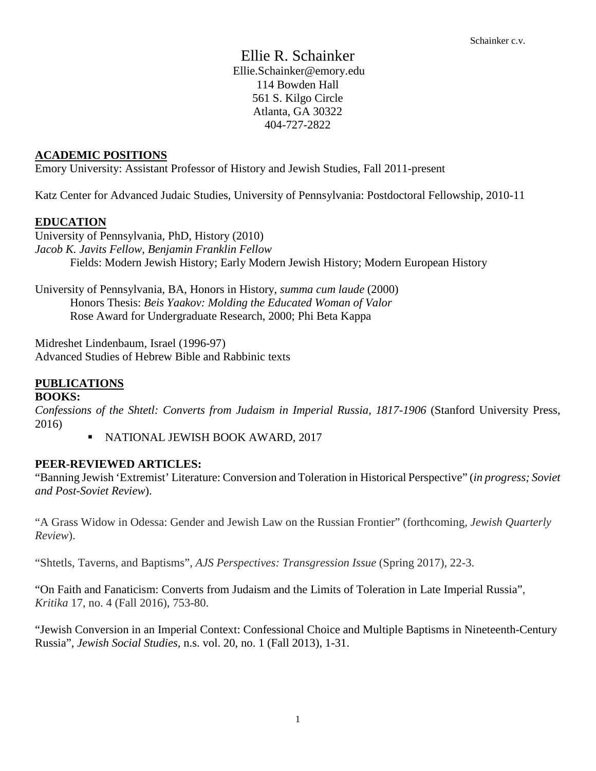# Ellie R. Schainker

Ellie.Schainker@emory.edu
114 Bowden Hall
561 S. Kilgo Circle
Atlanta, GA 30322
404-727-2822

## ACADEMIC POSITIONS

Emory University: Assistant Professor of History and Jewish Studies, Fall 2011-present

Katz Center for Advanced Judaic Studies, University of Pennsylvania: Postdoctoral Fellowship, 2010-11

## EDUCATION

University of Pennsylvania, PhD, History (2010)
*Jacob K. Javits Fellow, Benjamin Franklin Fellow*
Fields: Modern Jewish History; Early Modern Jewish History; Modern European History

University of Pennsylvania, BA, Honors in History, *summa cum laude* (2000)
Honors Thesis: *Beis Yaakov: Molding the Educated Woman of Valor*
Rose Award for Undergraduate Research, 2000; Phi Beta Kappa

Midreshet Lindenbaum, Israel (1996-97)
Advanced Studies of Hebrew Bible and Rabbinic texts

## PUBLICATIONS

### BOOKS:

*Confessions of the Shtetl: Converts from Judaism in Imperial Russia, 1817-1906* (Stanford University Press, 2016)

- NATIONAL JEWISH BOOK AWARD, 2017

### PEER-REVIEWED ARTICLES:

"Banning Jewish 'Extremist' Literature: Conversion and Toleration in Historical Perspective" (*in progress; Soviet and Post-Soviet Review*).

"A Grass Widow in Odessa: Gender and Jewish Law on the Russian Frontier" (forthcoming, *Jewish Quarterly Review*).

"Shtetls, Taverns, and Baptisms", *AJS Perspectives: Transgression Issue* (Spring 2017), 22-3.

"On Faith and Fanaticism: Converts from Judaism and the Limits of Toleration in Late Imperial Russia", *Kritika* 17, no. 4 (Fall 2016), 753-80.

"Jewish Conversion in an Imperial Context: Confessional Choice and Multiple Baptisms in Nineteenth-Century Russia", *Jewish Social Studies*, n.s. vol. 20, no. 1 (Fall 2013), 1-31.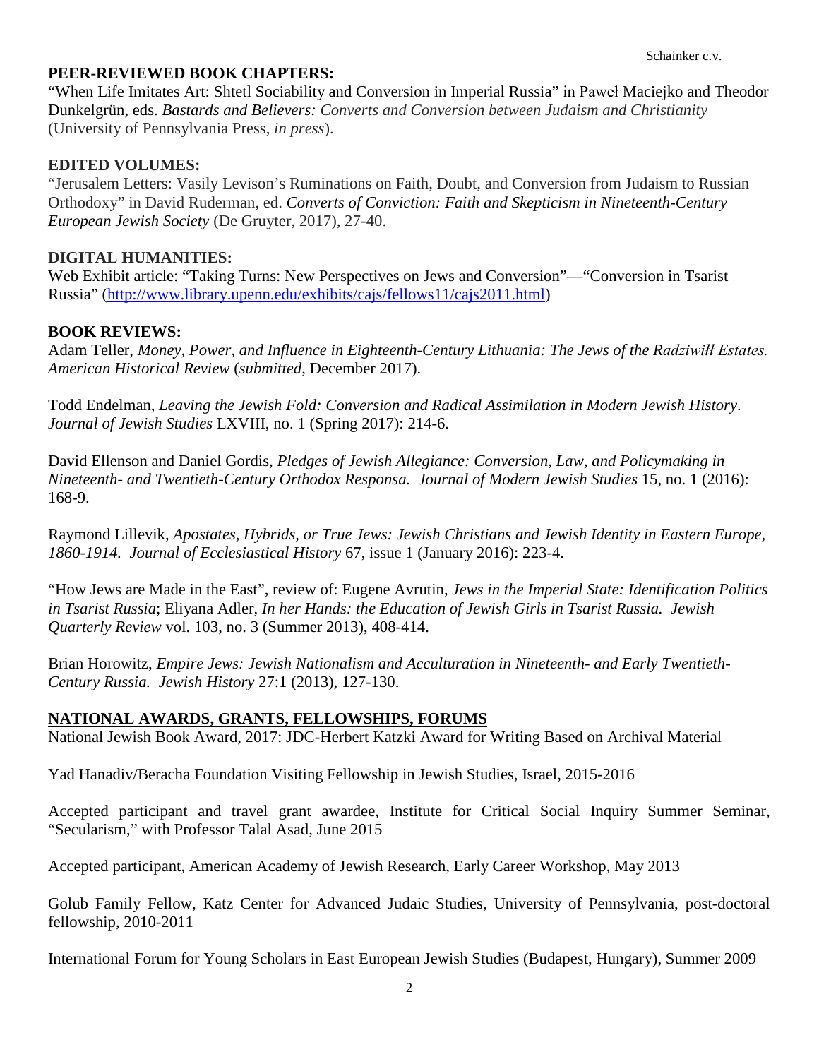## PEER-REVIEWED BOOK CHAPTERS:

"When Life Imitates Art: Shtetl Sociability and Conversion in Imperial Russia" in Paweł Maciejko and Theodor Dunkelgrün, eds. *Bastards and Believers: Converts and Conversion between Judaism and Christianity* (University of Pennsylvania Press, *in press*).

## EDITED VOLUMES:

"Jerusalem Letters: Vasily Levison's Ruminations on Faith, Doubt, and Conversion from Judaism to Russian Orthodoxy" in David Ruderman, ed. *Converts of Conviction: Faith and Skepticism in Nineteenth-Century European Jewish Society* (De Gruyter, 2017), 27-40.

## DIGITAL HUMANITIES:

Web Exhibit article: "Taking Turns: New Perspectives on Jews and Conversion"—"Conversion in Tsarist Russia" (http://www.library.upenn.edu/exhibits/cajs/fellows11/cajs2011.html)

## BOOK REVIEWS:

Adam Teller, *Money, Power, and Influence in Eighteenth-Century Lithuania: The Jews of the Radziwiłł Estates. American Historical Review* (*submitted*, December 2017).

Todd Endelman, *Leaving the Jewish Fold: Conversion and Radical Assimilation in Modern Jewish History*. *Journal of Jewish Studies* LXVIII, no. 1 (Spring 2017): 214-6.

David Ellenson and Daniel Gordis, *Pledges of Jewish Allegiance: Conversion, Law, and Policymaking in Nineteenth- and Twentieth-Century Orthodox Responsa. Journal of Modern Jewish Studies* 15, no. 1 (2016): 168-9.

Raymond Lillevik, *Apostates, Hybrids, or True Jews: Jewish Christians and Jewish Identity in Eastern Europe, 1860-1914. Journal of Ecclesiastical History* 67, issue 1 (January 2016): 223-4.

"How Jews are Made in the East", review of: Eugene Avrutin, *Jews in the Imperial State: Identification Politics in Tsarist Russia*; Eliyana Adler, *In her Hands: the Education of Jewish Girls in Tsarist Russia. Jewish Quarterly Review* vol. 103, no. 3 (Summer 2013), 408-414.

Brian Horowitz, *Empire Jews: Jewish Nationalism and Acculturation in Nineteenth- and Early Twentieth-Century Russia. Jewish History* 27:1 (2013), 127-130.

## NATIONAL AWARDS, GRANTS, FELLOWSHIPS, FORUMS

National Jewish Book Award, 2017: JDC-Herbert Katzki Award for Writing Based on Archival Material

Yad Hanadiv/Beracha Foundation Visiting Fellowship in Jewish Studies, Israel, 2015-2016

Accepted participant and travel grant awardee, Institute for Critical Social Inquiry Summer Seminar, "Secularism," with Professor Talal Asad, June 2015

Accepted participant, American Academy of Jewish Research, Early Career Workshop, May 2013

Golub Family Fellow, Katz Center for Advanced Judaic Studies, University of Pennsylvania, post-doctoral fellowship, 2010-2011

International Forum for Young Scholars in East European Jewish Studies (Budapest, Hungary), Summer 2009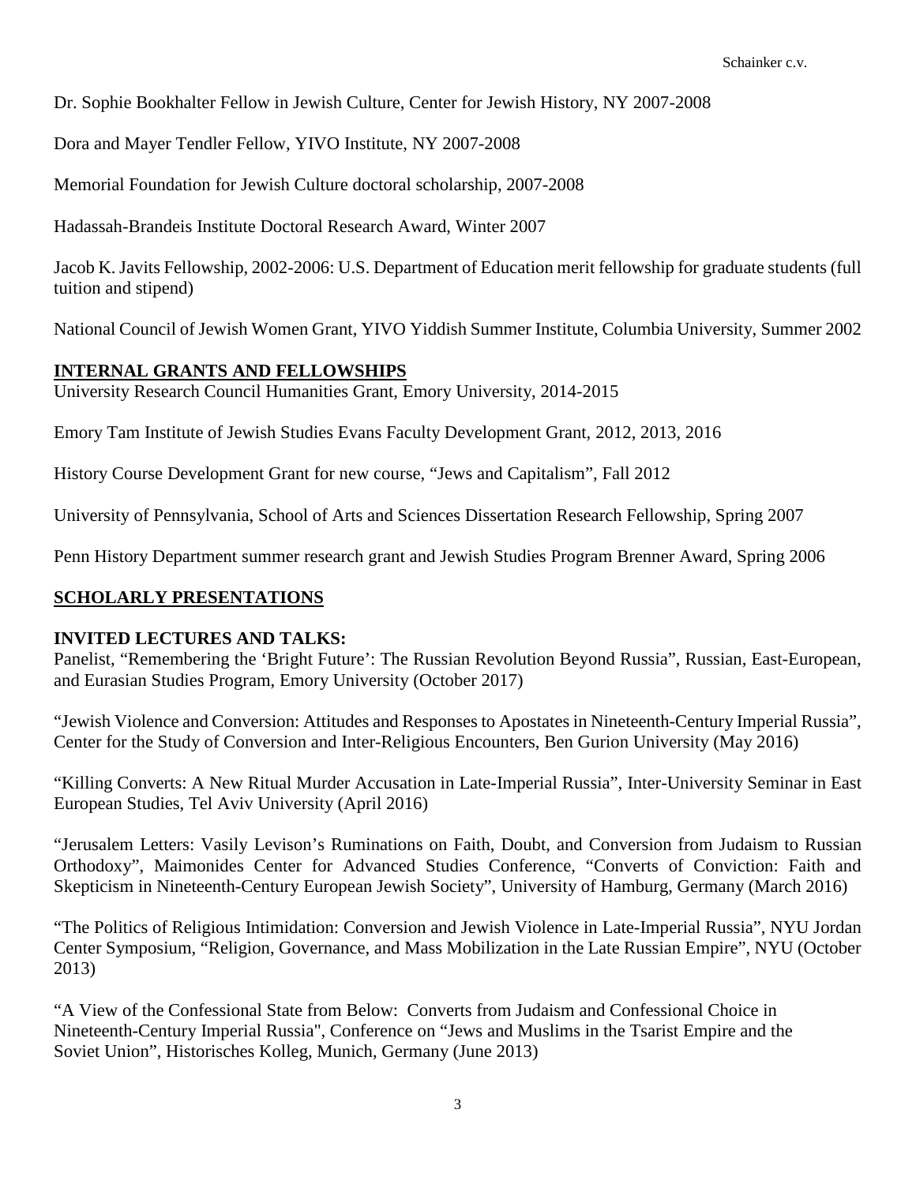Dr. Sophie Bookhalter Fellow in Jewish Culture, Center for Jewish History, NY 2007-2008

Dora and Mayer Tendler Fellow, YIVO Institute, NY 2007-2008

Memorial Foundation for Jewish Culture doctoral scholarship, 2007-2008

Hadassah-Brandeis Institute Doctoral Research Award, Winter 2007

Jacob K. Javits Fellowship, 2002-2006: U.S. Department of Education merit fellowship for graduate students (full tuition and stipend)

National Council of Jewish Women Grant, YIVO Yiddish Summer Institute, Columbia University, Summer 2002

## INTERNAL GRANTS AND FELLOWSHIPS

University Research Council Humanities Grant, Emory University, 2014-2015

Emory Tam Institute of Jewish Studies Evans Faculty Development Grant, 2012, 2013, 2016

History Course Development Grant for new course, "Jews and Capitalism", Fall 2012

University of Pennsylvania, School of Arts and Sciences Dissertation Research Fellowship, Spring 2007

Penn History Department summer research grant and Jewish Studies Program Brenner Award, Spring 2006

## SCHOLARLY PRESENTATIONS

### INVITED LECTURES AND TALKS:

Panelist, "Remembering the 'Bright Future': The Russian Revolution Beyond Russia", Russian, East-European, and Eurasian Studies Program, Emory University (October 2017)

"Jewish Violence and Conversion: Attitudes and Responses to Apostates in Nineteenth-Century Imperial Russia", Center for the Study of Conversion and Inter-Religious Encounters, Ben Gurion University (May 2016)

"Killing Converts: A New Ritual Murder Accusation in Late-Imperial Russia", Inter-University Seminar in East European Studies, Tel Aviv University (April 2016)

"Jerusalem Letters: Vasily Levison's Ruminations on Faith, Doubt, and Conversion from Judaism to Russian Orthodoxy", Maimonides Center for Advanced Studies Conference, "Converts of Conviction: Faith and Skepticism in Nineteenth-Century European Jewish Society", University of Hamburg, Germany (March 2016)

"The Politics of Religious Intimidation: Conversion and Jewish Violence in Late-Imperial Russia", NYU Jordan Center Symposium, "Religion, Governance, and Mass Mobilization in the Late Russian Empire", NYU (October 2013)

"A View of the Confessional State from Below: Converts from Judaism and Confessional Choice in Nineteenth-Century Imperial Russia", Conference on "Jews and Muslims in the Tsarist Empire and the Soviet Union", Historisches Kolleg, Munich, Germany (June 2013)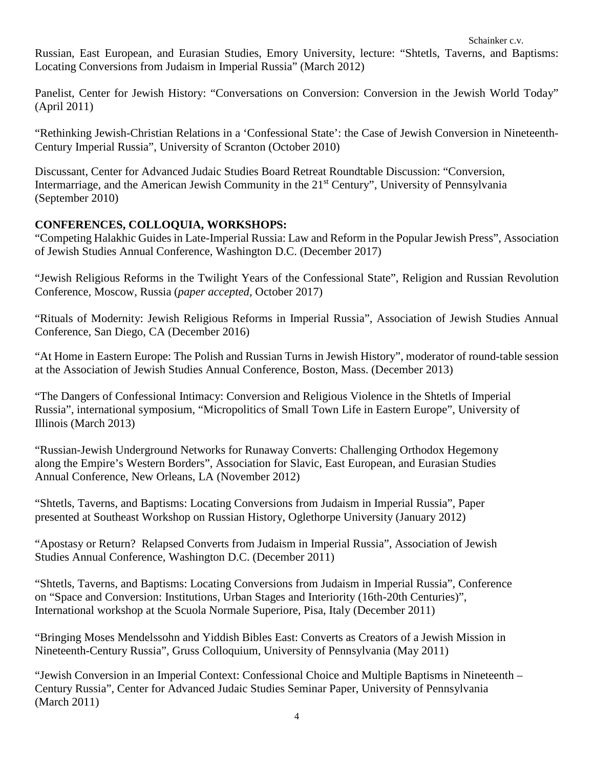Russian, East European, and Eurasian Studies, Emory University, lecture: “Shtetls, Taverns, and Baptisms: Locating Conversions from Judaism in Imperial Russia” (March 2012)

Panelist, Center for Jewish History: “Conversations on Conversion: Conversion in the Jewish World Today” (April 2011)

“Rethinking Jewish-Christian Relations in a ‘Confessional State’: the Case of Jewish Conversion in Nineteenth-Century Imperial Russia”, University of Scranton (October 2010)

Discussant, Center for Advanced Judaic Studies Board Retreat Roundtable Discussion: “Conversion, Intermarriage, and the American Jewish Community in the 21st Century”, University of Pennsylvania (September 2010)

**CONFERENCES, COLLOQUIA, WORKSHOPS:**

“Competing Halakhic Guides in Late-Imperial Russia: Law and Reform in the Popular Jewish Press”, Association of Jewish Studies Annual Conference, Washington D.C. (December 2017)

“Jewish Religious Reforms in the Twilight Years of the Confessional State”, Religion and Russian Revolution Conference, Moscow, Russia (*paper accepted,* October 2017)

“Rituals of Modernity: Jewish Religious Reforms in Imperial Russia”, Association of Jewish Studies Annual Conference, San Diego, CA (December 2016)

“At Home in Eastern Europe: The Polish and Russian Turns in Jewish History”, moderator of round-table session at the Association of Jewish Studies Annual Conference, Boston, Mass. (December 2013)

“The Dangers of Confessional Intimacy: Conversion and Religious Violence in the Shtetls of Imperial Russia”, international symposium, “Micropolitics of Small Town Life in Eastern Europe”, University of Illinois (March 2013)

“Russian-Jewish Underground Networks for Runaway Converts: Challenging Orthodox Hegemony along the Empire’s Western Borders”, Association for Slavic, East European, and Eurasian Studies Annual Conference, New Orleans, LA (November 2012)

“Shtetls, Taverns, and Baptisms: Locating Conversions from Judaism in Imperial Russia”, Paper presented at Southeast Workshop on Russian History, Oglethorpe University (January 2012)

“Apostasy or Return? Relapsed Converts from Judaism in Imperial Russia”, Association of Jewish Studies Annual Conference, Washington D.C. (December 2011)

“Shtetls, Taverns, and Baptisms: Locating Conversions from Judaism in Imperial Russia”, Conference on “Space and Conversion: Institutions, Urban Stages and Interiority (16th-20th Centuries)”, International workshop at the Scuola Normale Superiore, Pisa, Italy (December 2011)

“Bringing Moses Mendelssohn and Yiddish Bibles East: Converts as Creators of a Jewish Mission in Nineteenth-Century Russia”, Gruss Colloquium, University of Pennsylvania (May 2011)

“Jewish Conversion in an Imperial Context: Confessional Choice and Multiple Baptisms in Nineteenth – Century Russia”, Center for Advanced Judaic Studies Seminar Paper, University of Pennsylvania (March 2011)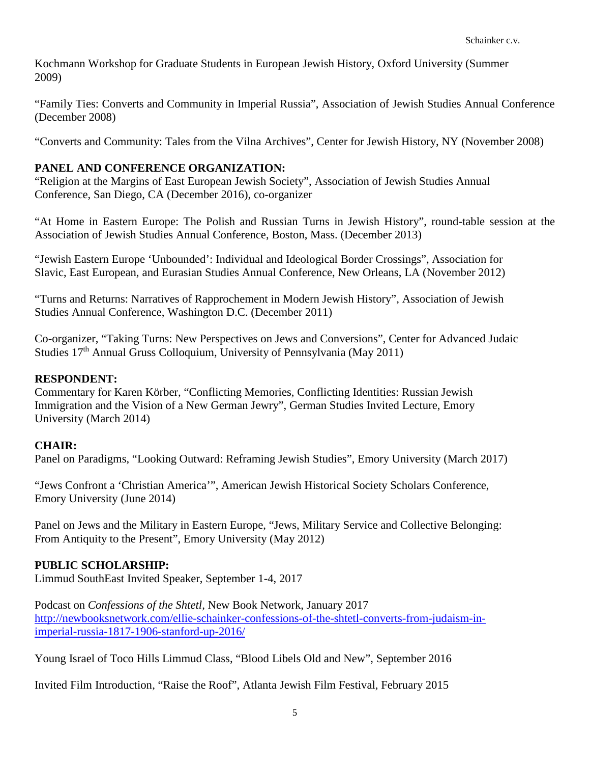Kochmann Workshop for Graduate Students in European Jewish History, Oxford University (Summer 2009)

"Family Ties: Converts and Community in Imperial Russia", Association of Jewish Studies Annual Conference (December 2008)

"Converts and Community: Tales from the Vilna Archives", Center for Jewish History, NY (November 2008)

**PANEL AND CONFERENCE ORGANIZATION:**

"Religion at the Margins of East European Jewish Society", Association of Jewish Studies Annual Conference, San Diego, CA (December 2016), co-organizer

"At Home in Eastern Europe: The Polish and Russian Turns in Jewish History", round-table session at the Association of Jewish Studies Annual Conference, Boston, Mass. (December 2013)

"Jewish Eastern Europe 'Unbounded': Individual and Ideological Border Crossings", Association for Slavic, East European, and Eurasian Studies Annual Conference, New Orleans, LA (November 2012)

"Turns and Returns: Narratives of Rapprochement in Modern Jewish History", Association of Jewish Studies Annual Conference, Washington D.C. (December 2011)

Co-organizer, "Taking Turns: New Perspectives on Jews and Conversions", Center for Advanced Judaic Studies 17th Annual Gruss Colloquium, University of Pennsylvania (May 2011)

**RESPONDENT:**

Commentary for Karen Körber, "Conflicting Memories, Conflicting Identities: Russian Jewish Immigration and the Vision of a New German Jewry", German Studies Invited Lecture, Emory University (March 2014)

**CHAIR:**

Panel on Paradigms, "Looking Outward: Reframing Jewish Studies", Emory University (March 2017)

"Jews Confront a 'Christian America'", American Jewish Historical Society Scholars Conference, Emory University (June 2014)

Panel on Jews and the Military in Eastern Europe, "Jews, Military Service and Collective Belonging: From Antiquity to the Present", Emory University (May 2012)

**PUBLIC SCHOLARSHIP:**

Limmud SouthEast Invited Speaker, September 1-4, 2017

Podcast on *Confessions of the Shtetl*, New Book Network, January 2017
http://newbooksnetwork.com/ellie-schainker-confessions-of-the-shtetl-converts-from-judaism-in-imperial-russia-1817-1906-stanford-up-2016/

Young Israel of Toco Hills Limmud Class, "Blood Libels Old and New", September 2016

Invited Film Introduction, "Raise the Roof", Atlanta Jewish Film Festival, February 2015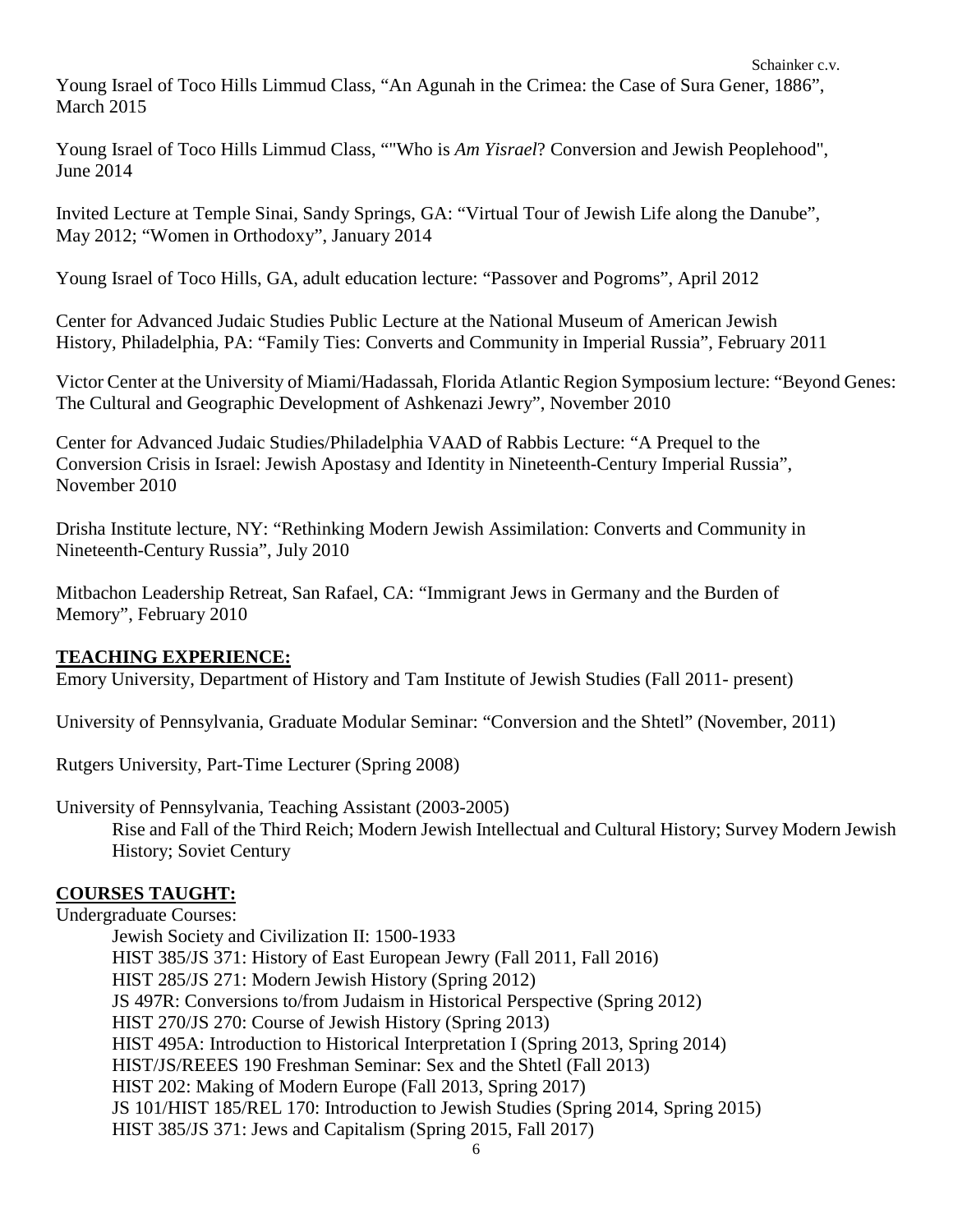Young Israel of Toco Hills Limmud Class, “An Agunah in the Crimea: the Case of Sura Gener, 1886”, March 2015

Young Israel of Toco Hills Limmud Class, “"Who is *Am Yisrael*? Conversion and Jewish Peoplehood", June 2014

Invited Lecture at Temple Sinai, Sandy Springs, GA: “Virtual Tour of Jewish Life along the Danube”, May 2012; “Women in Orthodoxy”, January 2014

Young Israel of Toco Hills, GA, adult education lecture: “Passover and Pogroms”, April 2012

Center for Advanced Judaic Studies Public Lecture at the National Museum of American Jewish History, Philadelphia, PA: “Family Ties: Converts and Community in Imperial Russia”, February 2011

Victor Center at the University of Miami/Hadassah, Florida Atlantic Region Symposium lecture: “Beyond Genes: The Cultural and Geographic Development of Ashkenazi Jewry”, November 2010

Center for Advanced Judaic Studies/Philadelphia VAAD of Rabbis Lecture: “A Prequel to the Conversion Crisis in Israel: Jewish Apostasy and Identity in Nineteenth-Century Imperial Russia”, November 2010

Drisha Institute lecture, NY: “Rethinking Modern Jewish Assimilation: Converts and Community in Nineteenth-Century Russia”, July 2010

Mitbachon Leadership Retreat, San Rafael, CA: “Immigrant Jews in Germany and the Burden of Memory”, February 2010

## TEACHING EXPERIENCE:

Emory University, Department of History and Tam Institute of Jewish Studies (Fall 2011- present)

University of Pennsylvania, Graduate Modular Seminar: “Conversion and the Shtetl” (November, 2011)

Rutgers University, Part-Time Lecturer (Spring 2008)

University of Pennsylvania, Teaching Assistant (2003-2005)
Rise and Fall of the Third Reich; Modern Jewish Intellectual and Cultural History; Survey Modern Jewish History; Soviet Century

## COURSES TAUGHT:

Undergraduate Courses:

- Jewish Society and Civilization II: 1500-1933
- HIST 385/JS 371: History of East European Jewry (Fall 2011, Fall 2016)
- HIST 285/JS 271: Modern Jewish History (Spring 2012)
- JS 497R: Conversions to/from Judaism in Historical Perspective (Spring 2012)
- HIST 270/JS 270: Course of Jewish History (Spring 2013)
- HIST 495A: Introduction to Historical Interpretation I (Spring 2013, Spring 2014)
- HIST/JS/REEES 190 Freshman Seminar: Sex and the Shtetl (Fall 2013)
- HIST 202: Making of Modern Europe (Fall 2013, Spring 2017)
- JS 101/HIST 185/REL 170: Introduction to Jewish Studies (Spring 2014, Spring 2015)
- HIST 385/JS 371: Jews and Capitalism (Spring 2015, Fall 2017)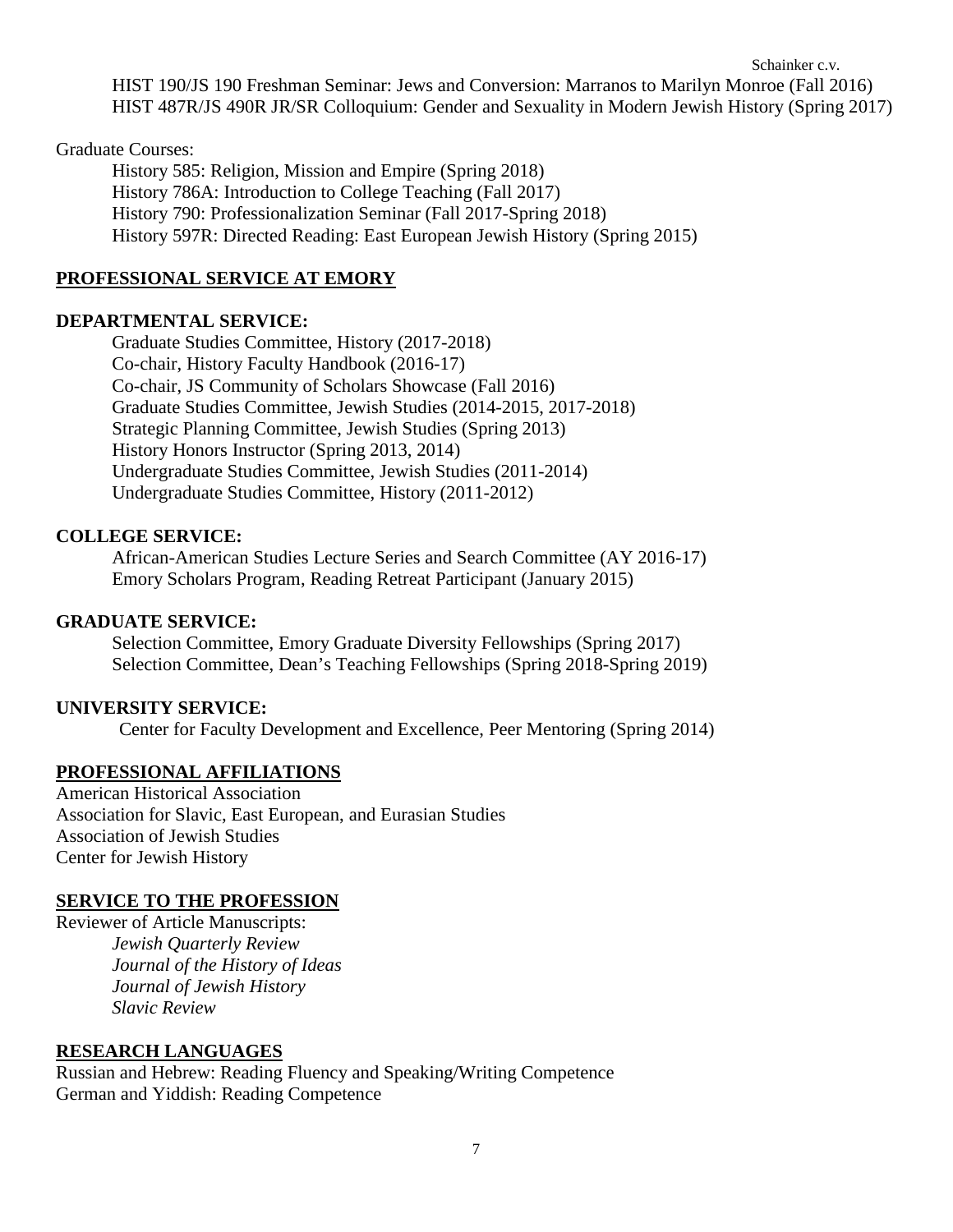HIST 190/JS 190 Freshman Seminar: Jews and Conversion: Marranos to Marilyn Monroe (Fall 2016)
HIST 487R/JS 490R JR/SR Colloquium: Gender and Sexuality in Modern Jewish History (Spring 2017)

Graduate Courses:

History 585: Religion, Mission and Empire (Spring 2018)
History 786A: Introduction to College Teaching (Fall 2017)
History 790: Professionalization Seminar (Fall 2017-Spring 2018)
History 597R: Directed Reading: East European Jewish History (Spring 2015)

## PROFESSIONAL SERVICE AT EMORY

### DEPARTMENTAL SERVICE:

Graduate Studies Committee, History (2017-2018)
Co-chair, History Faculty Handbook (2016-17)
Co-chair, JS Community of Scholars Showcase (Fall 2016)
Graduate Studies Committee, Jewish Studies (2014-2015, 2017-2018)
Strategic Planning Committee, Jewish Studies (Spring 2013)
History Honors Instructor (Spring 2013, 2014)
Undergraduate Studies Committee, Jewish Studies (2011-2014)
Undergraduate Studies Committee, History (2011-2012)

### COLLEGE SERVICE:

African-American Studies Lecture Series and Search Committee (AY 2016-17)
Emory Scholars Program, Reading Retreat Participant (January 2015)

### GRADUATE SERVICE:

Selection Committee, Emory Graduate Diversity Fellowships (Spring 2017)
Selection Committee, Dean's Teaching Fellowships (Spring 2018-Spring 2019)

### UNIVERSITY SERVICE:

Center for Faculty Development and Excellence, Peer Mentoring (Spring 2014)

## PROFESSIONAL AFFILIATIONS

American Historical Association
Association for Slavic, East European, and Eurasian Studies
Association of Jewish Studies
Center for Jewish History

## SERVICE TO THE PROFESSION

Reviewer of Article Manuscripts:

*Jewish Quarterly Review*
*Journal of the History of Ideas*
*Journal of Jewish History*
*Slavic Review*

## RESEARCH LANGUAGES

Russian and Hebrew: Reading Fluency and Speaking/Writing Competence
German and Yiddish: Reading Competence